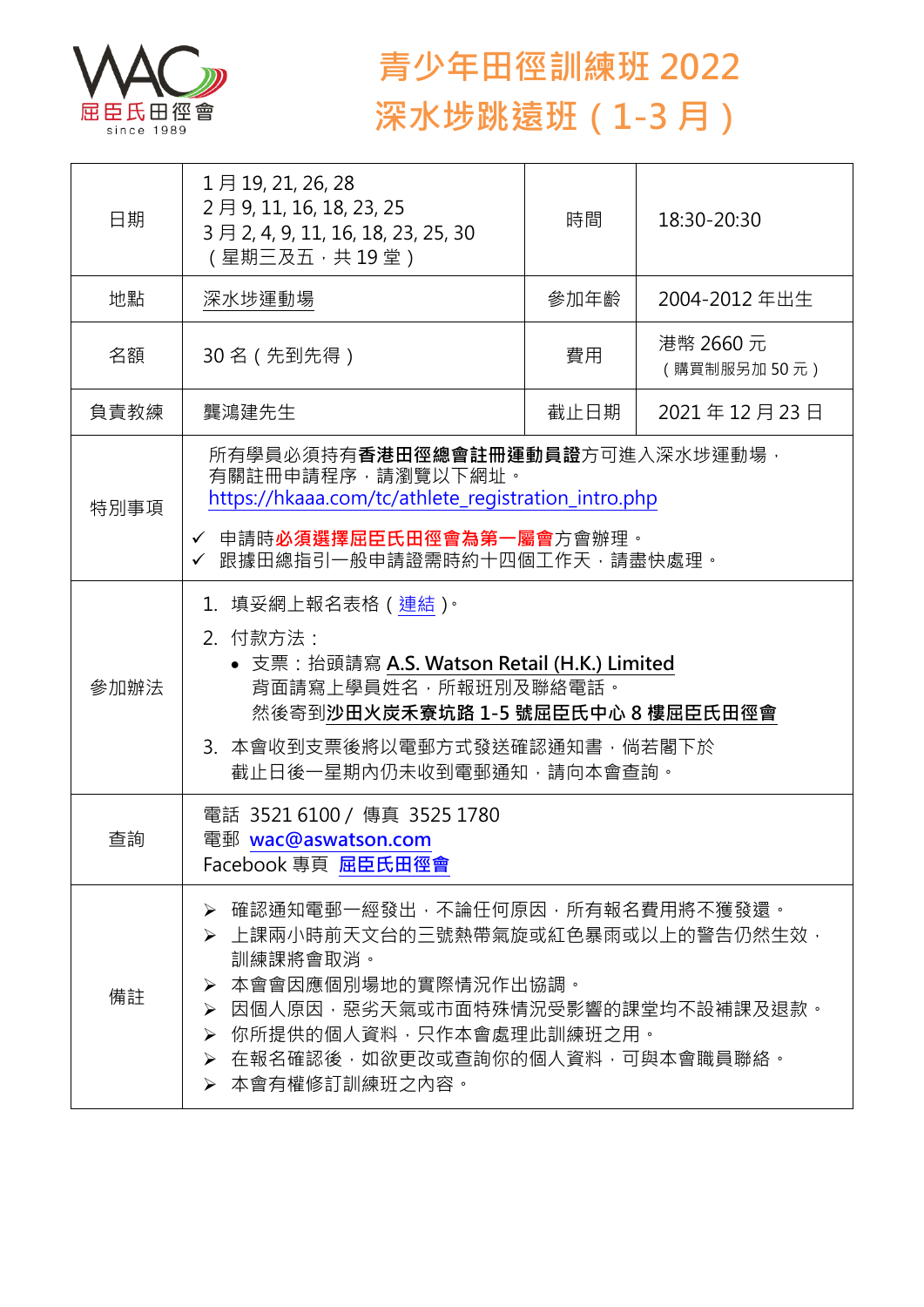屈臣氏田徑會 since 1989

# 青少年田徑訓練班 2022
# 深水埗跳遠班（1-3 月）

| 日期 | 1 月 19, 21, 26, 28<br>2 月 9, 11, 16, 18, 23, 25<br>3 月 2, 4, 9, 11, 16, 18, 23, 25, 30<br>（星期三及五，共 19 堂） | 時間 | 18:30-20:30 |
|---|---|---|---|
| 地點 | 深水埗運動場 | 參加年齡 | 2004-2012 年出生 |
| 名額 | 30 名（先到先得） | 費用 | 港幣 2660 元<br>（購買制服另加 50 元） |
| 負責教練 | 龔鴻建先生 | 截止日期 | 2021 年 12 月 23 日 |
| 特別事項 | 所有學員必須持有**香港田徑總會註冊運動員證**方可進入深水埗運動場，有關註冊申請程序，請瀏覽以下網址。<br>https://hkaaa.com/tc/athlete_registration_intro.php<br>✓ 申請時**必須選擇屈臣氏田徑會為第一屬會**方會辦理。<br>✓ 跟據田總指引一般申請證需時約十四個工作天，請盡快處理。 | | |
| 參加辦法 | 1. 填妥網上報名表格（連結）。<br>2. 付款方法：<br>• 支票：抬頭請寫 **A.S. Watson Retail (H.K.) Limited**<br>背面請寫上學員姓名，所報班別及聯絡電話。<br>然後寄到**沙田火炭禾寮坑路 1-5 號屈臣氏中心 8 樓屈臣氏田徑會**<br>3. 本會收到支票後將以電郵方式發送確認通知書，倘若閣下於截止日後一星期內仍未收到電郵通知，請向本會查詢。 | | |
| 查詢 | 電話 3521 6100 / 傳真 3525 1780<br>電郵 wac@aswatson.com<br>Facebook 專頁 屈臣氏田徑會 | | |
| 備註 | ➢ 確認通知電郵一經發出，不論任何原因，所有報名費用將不獲發還。<br>➢ 上課兩小時前天文台的三號熱帶氣旋或紅色暴雨或以上的警告仍然生效，訓練課將會取消。<br>➢ 本會會因應個別場地的實際情況作出協調。<br>➢ 因個人原因，惡劣天氣或市面特殊情況受影響的課堂均不設補課及退款。<br>➢ 你所提供的個人資料，只作本會處理此訓練班之用。<br>➢ 在報名確認後，如欲更改或查詢你的個人資料，可與本會職員聯絡。<br>➢ 本會有權修訂訓練班之內容。 | | |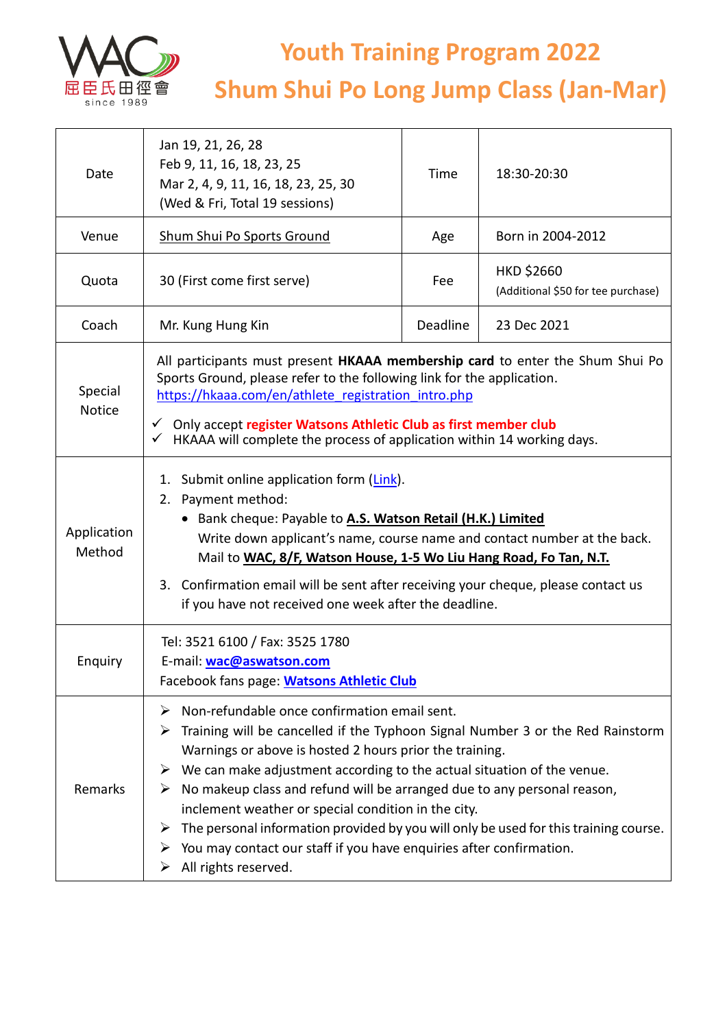# Youth Training Program 2022

# Shum Shui Po Long Jump Class (Jan-Mar)

| | | | |
|---|---|---|---|
| Date | Jan 19, 21, 26, 28<br>Feb 9, 11, 16, 18, 23, 25<br>Mar 2, 4, 9, 11, 16, 18, 23, 25, 30<br>(Wed & Fri, Total 19 sessions) | Time | 18:30-20:30 |
| Venue | Shum Shui Po Sports Ground | Age | Born in 2004-2012 |
| Quota | 30 (First come first serve) | Fee | HKD $2660<br>(Additional $50 for tee purchase) |
| Coach | Mr. Kung Hung Kin | Deadline | 23 Dec 2021 |
| Special Notice | All participants must present **HKAAA membership card** to enter the Shum Shui Po Sports Ground, please refer to the following link for the application.<br>https://hkaaa.com/en/athlete_registration_intro.php<br>✓ Only accept **register Watsons Athletic Club as first member club**<br>✓ HKAAA will complete the process of application within 14 working days. | | |
| Application Method | 1. Submit online application form (Link).<br>2. Payment method:<br>• Bank cheque: Payable to **A.S. Watson Retail (H.K.) Limited**<br>Write down applicant's name, course name and contact number at the back.<br>Mail to **WAC, 8/F, Watson House, 1-5 Wo Liu Hang Road, Fo Tan, N.T.**<br>3. Confirmation email will be sent after receiving your cheque, please contact us if you have not received one week after the deadline. | | |
| Enquiry | Tel: 3521 6100 / Fax: 3525 1780<br>E-mail: **wac@aswatson.com**<br>Facebook fans page: **Watsons Athletic Club** | | |
| Remarks | ➢ Non-refundable once confirmation email sent.<br>➢ Training will be cancelled if the Typhoon Signal Number 3 or the Red Rainstorm Warnings or above is hosted 2 hours prior the training.<br>➢ We can make adjustment according to the actual situation of the venue.<br>➢ No makeup class and refund will be arranged due to any personal reason, inclement weather or special condition in the city.<br>➢ The personal information provided by you will only be used for this training course.<br>➢ You may contact our staff if you have enquiries after confirmation.<br>➢ All rights reserved. | | |